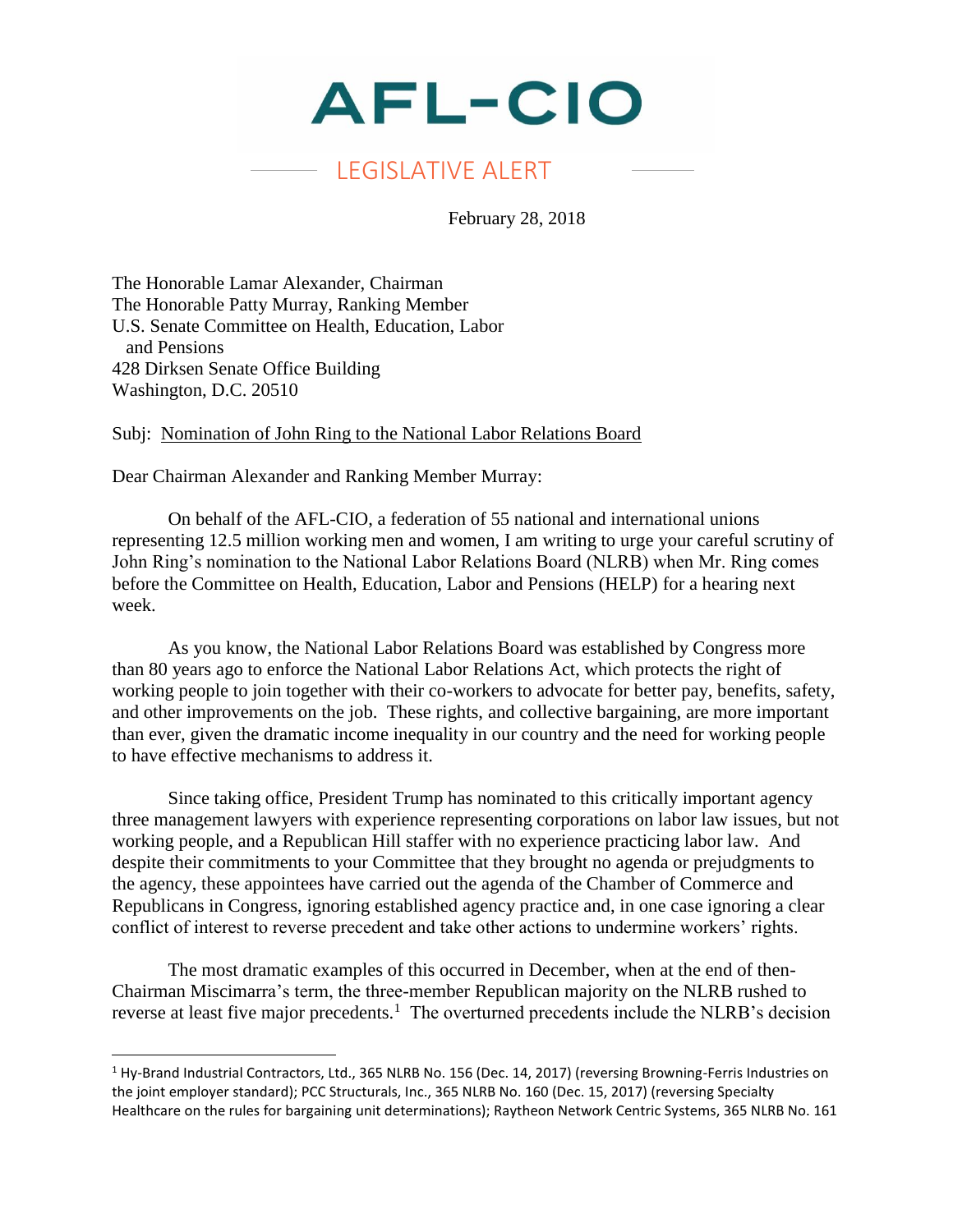# AFL-CIO

## LEGISLATIVE ALERT

February 28, 2018

The Honorable Lamar Alexander, Chairman
The Honorable Patty Murray, Ranking Member
U.S. Senate Committee on Health, Education, Labor and Pensions
428 Dirksen Senate Office Building
Washington, D.C. 20510

Subj: Nomination of John Ring to the National Labor Relations Board

Dear Chairman Alexander and Ranking Member Murray:

On behalf of the AFL-CIO, a federation of 55 national and international unions representing 12.5 million working men and women, I am writing to urge your careful scrutiny of John Ring's nomination to the National Labor Relations Board (NLRB) when Mr. Ring comes before the Committee on Health, Education, Labor and Pensions (HELP) for a hearing next week.

As you know, the National Labor Relations Board was established by Congress more than 80 years ago to enforce the National Labor Relations Act, which protects the right of working people to join together with their co-workers to advocate for better pay, benefits, safety, and other improvements on the job. These rights, and collective bargaining, are more important than ever, given the dramatic income inequality in our country and the need for working people to have effective mechanisms to address it.

Since taking office, President Trump has nominated to this critically important agency three management lawyers with experience representing corporations on labor law issues, but not working people, and a Republican Hill staffer with no experience practicing labor law. And despite their commitments to your Committee that they brought no agenda or prejudgments to the agency, these appointees have carried out the agenda of the Chamber of Commerce and Republicans in Congress, ignoring established agency practice and, in one case ignoring a clear conflict of interest to reverse precedent and take other actions to undermine workers' rights.

The most dramatic examples of this occurred in December, when at the end of then-Chairman Miscimarra's term, the three-member Republican majority on the NLRB rushed to reverse at least five major precedents.[1] The overturned precedents include the NLRB's decision

[1] Hy-Brand Industrial Contractors, Ltd., 365 NLRB No. 156 (Dec. 14, 2017) (reversing Browning-Ferris Industries on the joint employer standard); PCC Structurals, Inc., 365 NLRB No. 160 (Dec. 15, 2017) (reversing Specialty Healthcare on the rules for bargaining unit determinations); Raytheon Network Centric Systems, 365 NLRB No. 161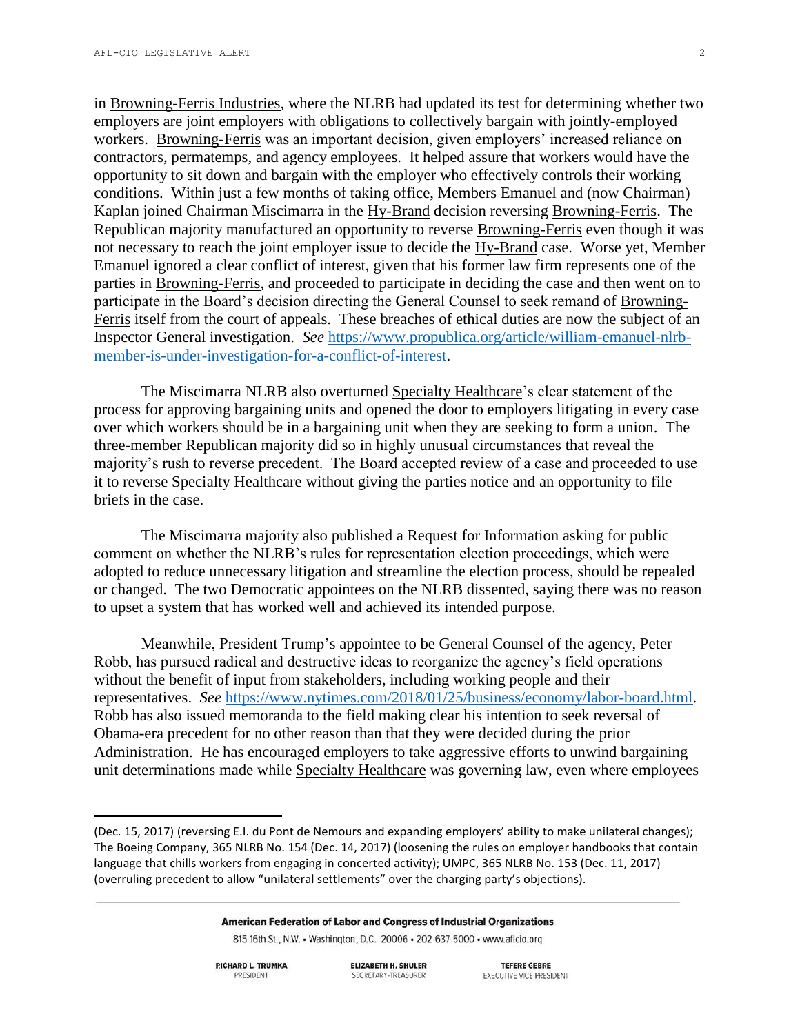in Browning-Ferris Industries, where the NLRB had updated its test for determining whether two employers are joint employers with obligations to collectively bargain with jointly-employed workers. Browning-Ferris was an important decision, given employers' increased reliance on contractors, permatemps, and agency employees. It helped assure that workers would have the opportunity to sit down and bargain with the employer who effectively controls their working conditions. Within just a few months of taking office, Members Emanuel and (now Chairman) Kaplan joined Chairman Miscimarra in the Hy-Brand decision reversing Browning-Ferris. The Republican majority manufactured an opportunity to reverse Browning-Ferris even though it was not necessary to reach the joint employer issue to decide the Hy-Brand case. Worse yet, Member Emanuel ignored a clear conflict of interest, given that his former law firm represents one of the parties in Browning-Ferris, and proceeded to participate in deciding the case and then went on to participate in the Board's decision directing the General Counsel to seek remand of Browning-Ferris itself from the court of appeals. These breaches of ethical duties are now the subject of an Inspector General investigation. *See* https://www.propublica.org/article/william-emanuel-nlrb-member-is-under-investigation-for-a-conflict-of-interest.

The Miscimarra NLRB also overturned Specialty Healthcare's clear statement of the process for approving bargaining units and opened the door to employers litigating in every case over which workers should be in a bargaining unit when they are seeking to form a union. The three-member Republican majority did so in highly unusual circumstances that reveal the majority's rush to reverse precedent. The Board accepted review of a case and proceeded to use it to reverse Specialty Healthcare without giving the parties notice and an opportunity to file briefs in the case.

The Miscimarra majority also published a Request for Information asking for public comment on whether the NLRB's rules for representation election proceedings, which were adopted to reduce unnecessary litigation and streamline the election process, should be repealed or changed. The two Democratic appointees on the NLRB dissented, saying there was no reason to upset a system that has worked well and achieved its intended purpose.

Meanwhile, President Trump's appointee to be General Counsel of the agency, Peter Robb, has pursued radical and destructive ideas to reorganize the agency's field operations without the benefit of input from stakeholders, including working people and their representatives. *See* https://www.nytimes.com/2018/01/25/business/economy/labor-board.html. Robb has also issued memoranda to the field making clear his intention to seek reversal of Obama-era precedent for no other reason than that they were decided during the prior Administration. He has encouraged employers to take aggressive efforts to unwind bargaining unit determinations made while Specialty Healthcare was governing law, even where employees

---

(Dec. 15, 2017) (reversing E.I. du Pont de Nemours and expanding employers' ability to make unilateral changes); The Boeing Company, 365 NLRB No. 154 (Dec. 14, 2017) (loosening the rules on employer handbooks that contain language that chills workers from engaging in concerted activity); UMPC, 365 NLRB No. 153 (Dec. 11, 2017) (overruling precedent to allow "unilateral settlements" over the charging party's objections).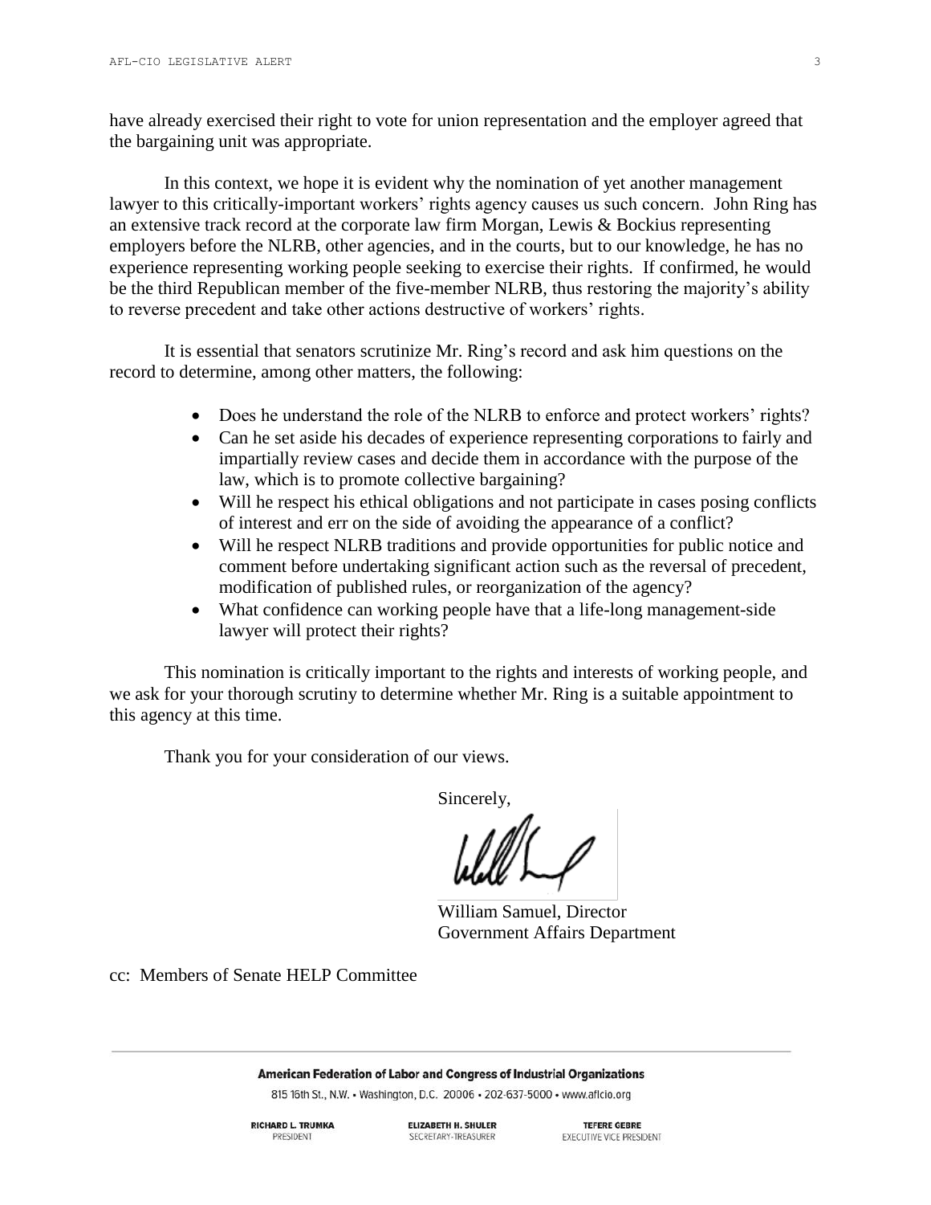have already exercised their right to vote for union representation and the employer agreed that the bargaining unit was appropriate.

In this context, we hope it is evident why the nomination of yet another management lawyer to this critically-important workers' rights agency causes us such concern. John Ring has an extensive track record at the corporate law firm Morgan, Lewis & Bockius representing employers before the NLRB, other agencies, and in the courts, but to our knowledge, he has no experience representing working people seeking to exercise their rights. If confirmed, he would be the third Republican member of the five-member NLRB, thus restoring the majority's ability to reverse precedent and take other actions destructive of workers' rights.

It is essential that senators scrutinize Mr. Ring's record and ask him questions on the record to determine, among other matters, the following:

- Does he understand the role of the NLRB to enforce and protect workers' rights?
- Can he set aside his decades of experience representing corporations to fairly and impartially review cases and decide them in accordance with the purpose of the law, which is to promote collective bargaining?
- Will he respect his ethical obligations and not participate in cases posing conflicts of interest and err on the side of avoiding the appearance of a conflict?
- Will he respect NLRB traditions and provide opportunities for public notice and comment before undertaking significant action such as the reversal of precedent, modification of published rules, or reorganization of the agency?
- What confidence can working people have that a life-long management-side lawyer will protect their rights?

This nomination is critically important to the rights and interests of working people, and we ask for your thorough scrutiny to determine whether Mr. Ring is a suitable appointment to this agency at this time.

Thank you for your consideration of our views.

Sincerely,

William Samuel, Director
Government Affairs Department

cc: Members of Senate HELP Committee

**American Federation of Labor and Congress of Industrial Organizations**

815 16th St., N.W. • Washington, D.C. 20006 • 202-637-5000 • www.aflcio.org

RICHARD L. TRUMKA, PRESIDENT | ELIZABETH H. SHULER, SECRETARY-TREASURER | TEFERE GEBRE, EXECUTIVE VICE PRESIDENT